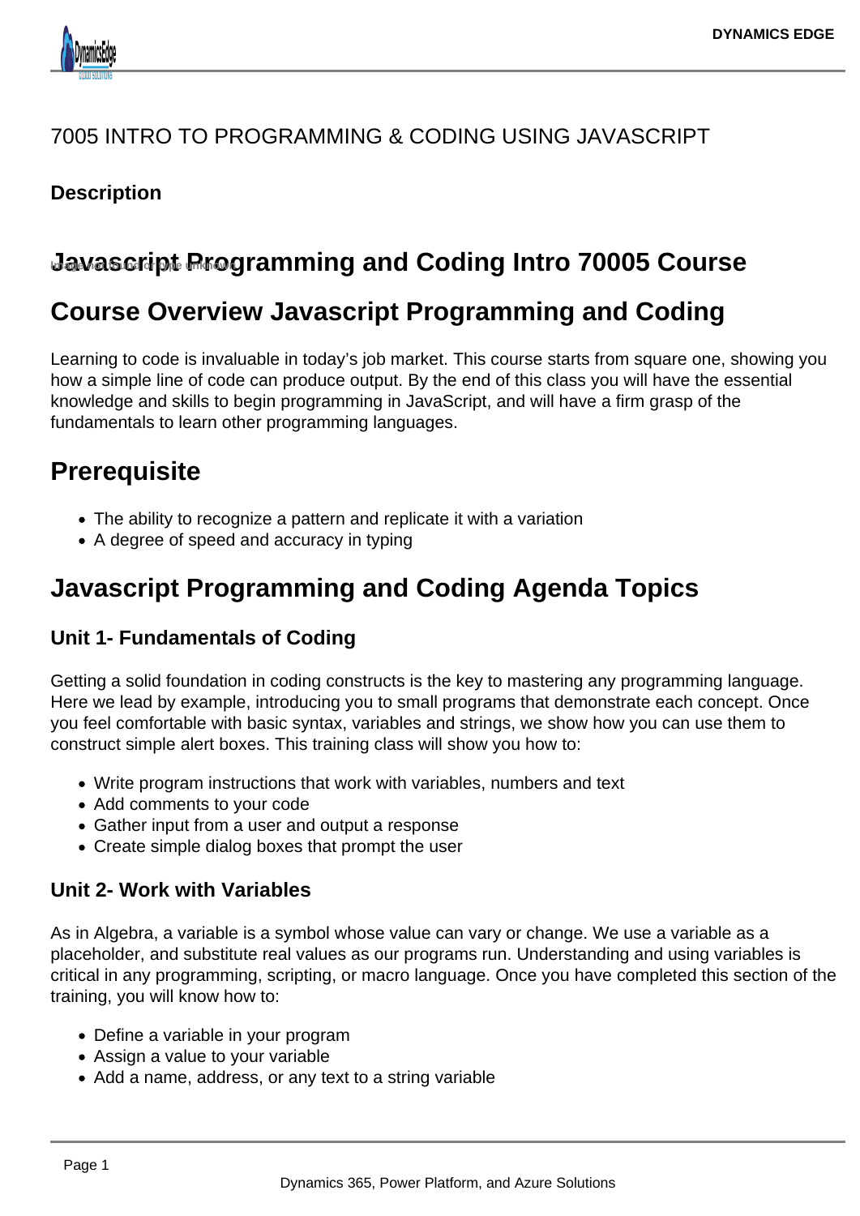# 7005 INTRO TO PROGRAMMING & CODING USING JAVASCRIPT

**Description**

## Javascript Programming and Coding Intro 70005 Course

## Course Overview Javascript Programming and Coding

Learning to code is invaluable in today's job market. This course starts from square one, showing you how a simple line of code can produce output. By the end of this class you will have the essential knowledge and skills to begin programming in JavaScript, and will have a firm grasp of the fundamentals to learn other programming languages.

## Prerequisite

- The ability to recognize a pattern and replicate it with a variation
- A degree of speed and accuracy in typing

## Javascript Programming and Coding Agenda Topics

### Unit 1- Fundamentals of Coding

Getting a solid foundation in coding constructs is the key to mastering any programming language. Here we lead by example, introducing you to small programs that demonstrate each concept. Once you feel comfortable with basic syntax, variables and strings, we show how you can use them to construct simple alert boxes. This training class will show you how to:

- Write program instructions that work with variables, numbers and text
- Add comments to your code
- Gather input from a user and output a response
- Create simple dialog boxes that prompt the user

### Unit 2- Work with Variables

As in Algebra, a variable is a symbol whose value can vary or change. We use a variable as a placeholder, and substitute real values as our programs run. Understanding and using variables is critical in any programming, scripting, or macro language. Once you have completed this section of the training, you will know how to:

- Define a variable in your program
- Assign a value to your variable
- Add a name, address, or any text to a string variable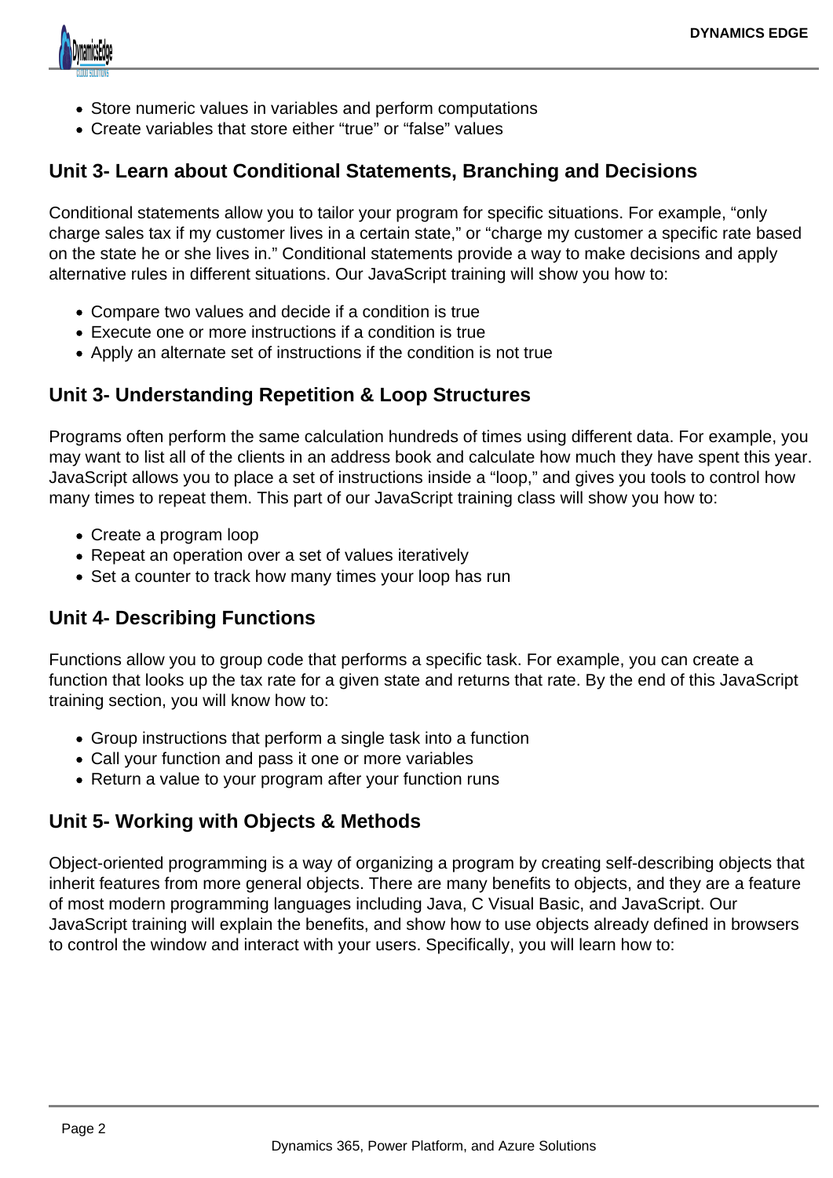- Store numeric values in variables and perform computations
- Create variables that store either “true” or “false” values

## Unit 3- Learn about Conditional Statements, Branching and Decisions

Conditional statements allow you to tailor your program for specific situations. For example, “only charge sales tax if my customer lives in a certain state,” or “charge my customer a specific rate based on the state he or she lives in.” Conditional statements provide a way to make decisions and apply alternative rules in different situations. Our JavaScript training will show you how to:

- Compare two values and decide if a condition is true
- Execute one or more instructions if a condition is true
- Apply an alternate set of instructions if the condition is not true

## Unit 3- Understanding Repetition & Loop Structures

Programs often perform the same calculation hundreds of times using different data. For example, you may want to list all of the clients in an address book and calculate how much they have spent this year. JavaScript allows you to place a set of instructions inside a “loop,” and gives you tools to control how many times to repeat them. This part of our JavaScript training class will show you how to:

- Create a program loop
- Repeat an operation over a set of values iteratively
- Set a counter to track how many times your loop has run

## Unit 4- Describing Functions

Functions allow you to group code that performs a specific task. For example, you can create a function that looks up the tax rate for a given state and returns that rate. By the end of this JavaScript training section, you will know how to:

- Group instructions that perform a single task into a function
- Call your function and pass it one or more variables
- Return a value to your program after your function runs

## Unit 5- Working with Objects & Methods

Object-oriented programming is a way of organizing a program by creating self-describing objects that inherit features from more general objects. There are many benefits to objects, and they are a feature of most modern programming languages including Java, C Visual Basic, and JavaScript. Our JavaScript training will explain the benefits, and show how to use objects already defined in browsers to control the window and interact with your users. Specifically, you will learn how to: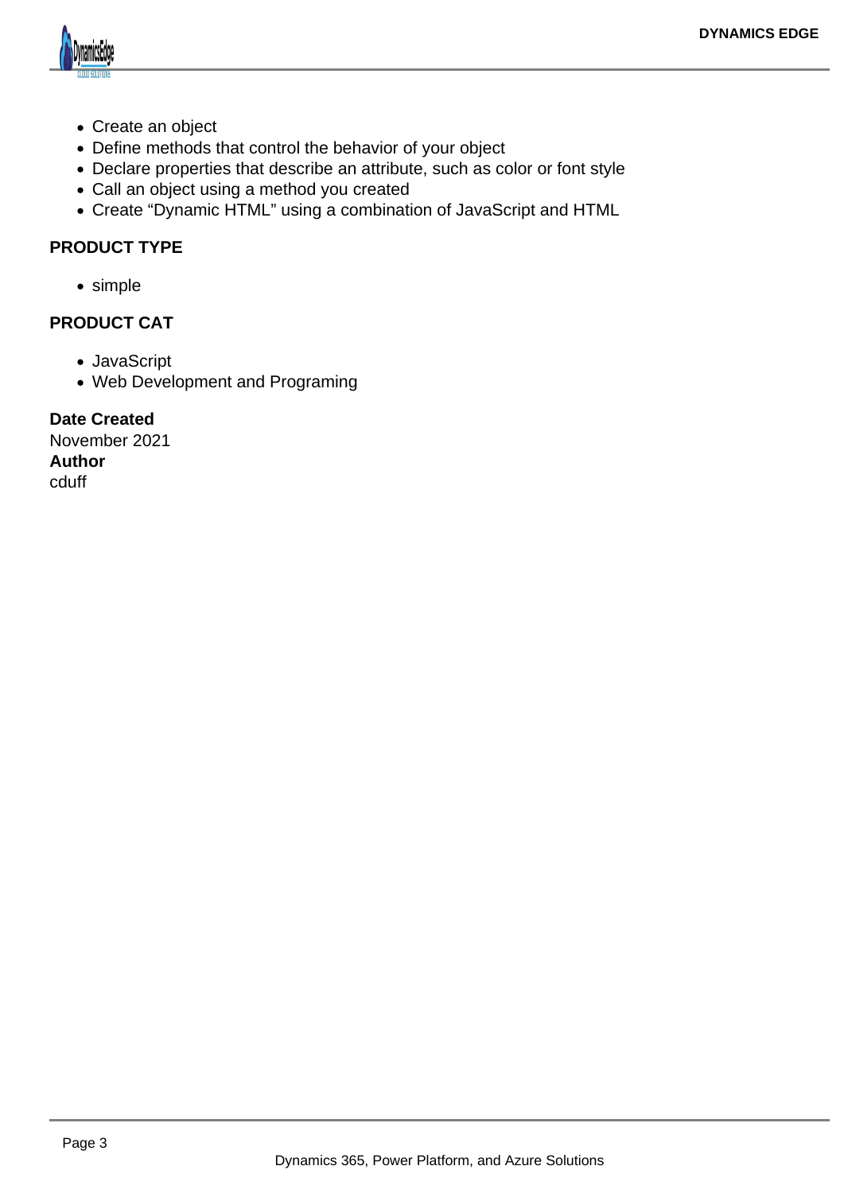- Create an object
- Define methods that control the behavior of your object
- Declare properties that describe an attribute, such as color or font style
- Call an object using a method you created
- Create “Dynamic HTML” using a combination of JavaScript and HTML

**PRODUCT TYPE**

- simple

**PRODUCT CAT**

- JavaScript
- Web Development and Programing

**Date Created**
November 2021
**Author**
cduff